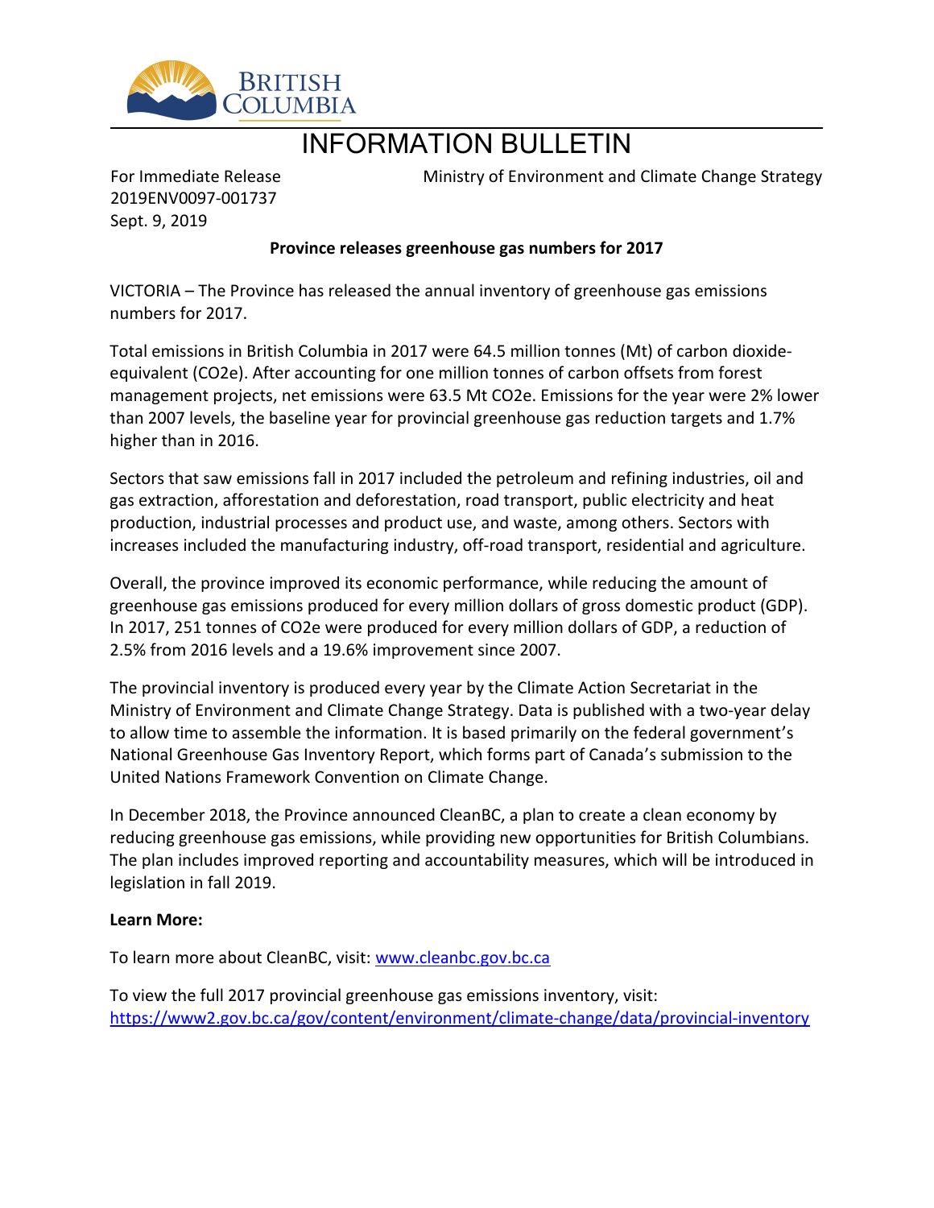BRITISH COLUMBIA

# INFORMATION BULLETIN

For Immediate Release
2019ENV0097-001737
Sept. 9, 2019

Ministry of Environment and Climate Change Strategy

**Province releases greenhouse gas numbers for 2017**

VICTORIA – The Province has released the annual inventory of greenhouse gas emissions numbers for 2017.

Total emissions in British Columbia in 2017 were 64.5 million tonnes (Mt) of carbon dioxide-equivalent ($CO_2e$). After accounting for one million tonnes of carbon offsets from forest management projects, net emissions were 63.5 Mt $CO_2e$. Emissions for the year were 2% lower than 2007 levels, the baseline year for provincial greenhouse gas reduction targets and 1.7% higher than in 2016.

Sectors that saw emissions fall in 2017 included the petroleum and refining industries, oil and gas extraction, afforestation and deforestation, road transport, public electricity and heat production, industrial processes and product use, and waste, among others. Sectors with increases included the manufacturing industry, off-road transport, residential and agriculture.

Overall, the province improved its economic performance, while reducing the amount of greenhouse gas emissions produced for every million dollars of gross domestic product (GDP). In 2017, 251 tonnes of $CO_2e$ were produced for every million dollars of GDP, a reduction of 2.5% from 2016 levels and a 19.6% improvement since 2007.

The provincial inventory is produced every year by the Climate Action Secretariat in the Ministry of Environment and Climate Change Strategy. Data is published with a two-year delay to allow time to assemble the information. It is based primarily on the federal government's National Greenhouse Gas Inventory Report, which forms part of Canada's submission to the United Nations Framework Convention on Climate Change.

In December 2018, the Province announced CleanBC, a plan to create a clean economy by reducing greenhouse gas emissions, while providing new opportunities for British Columbians. The plan includes improved reporting and accountability measures, which will be introduced in legislation in fall 2019.

**Learn More:**

To learn more about CleanBC, visit: [www.cleanbc.gov.bc.ca](www.cleanbc.gov.bc.ca)

To view the full 2017 provincial greenhouse gas emissions inventory, visit:
[https://www2.gov.bc.ca/gov/content/environment/climate-change/data/provincial-inventory](https://www2.gov.bc.ca/gov/content/environment/climate-change/data/provincial-inventory)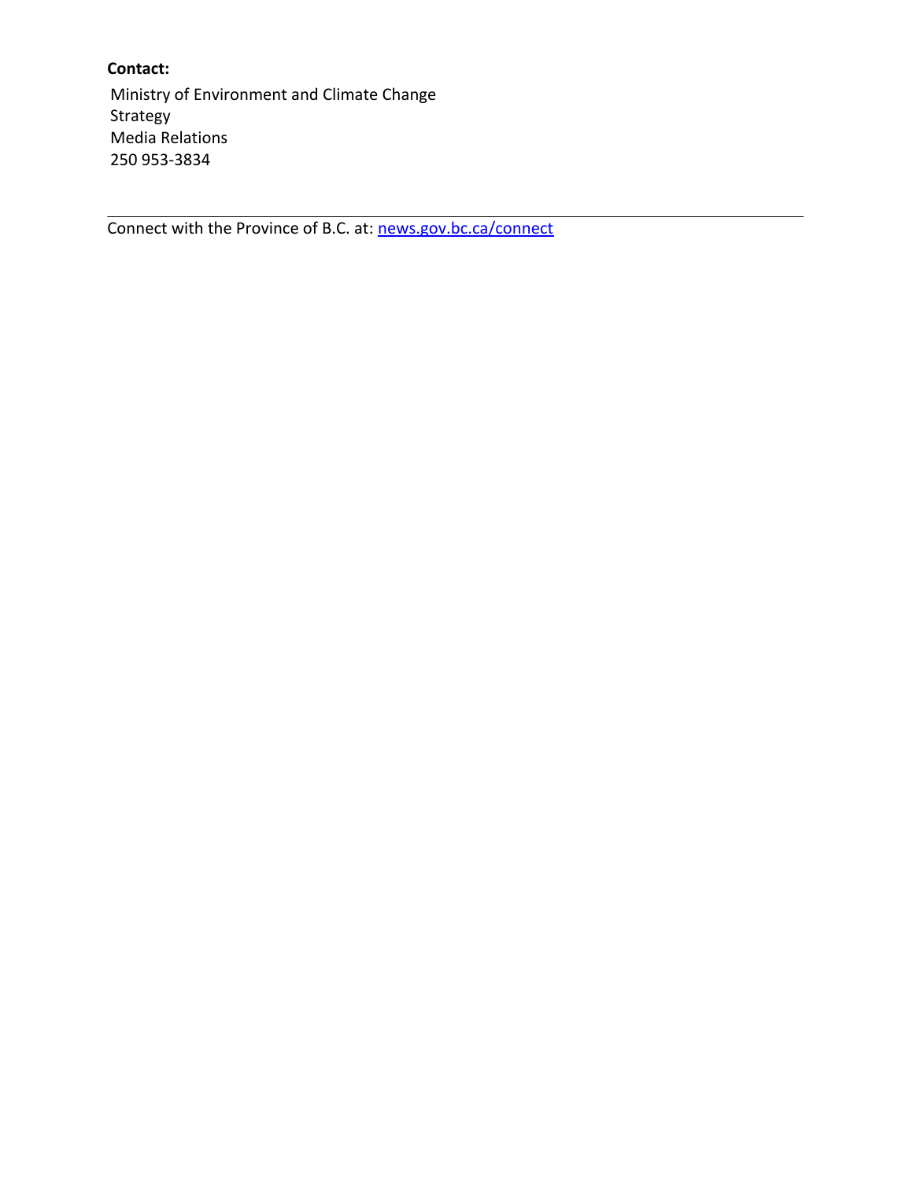**Contact:**

Ministry of Environment and Climate Change Strategy
Media Relations
250 953-3834

---

Connect with the Province of B.C. at: news.gov.bc.ca/connect